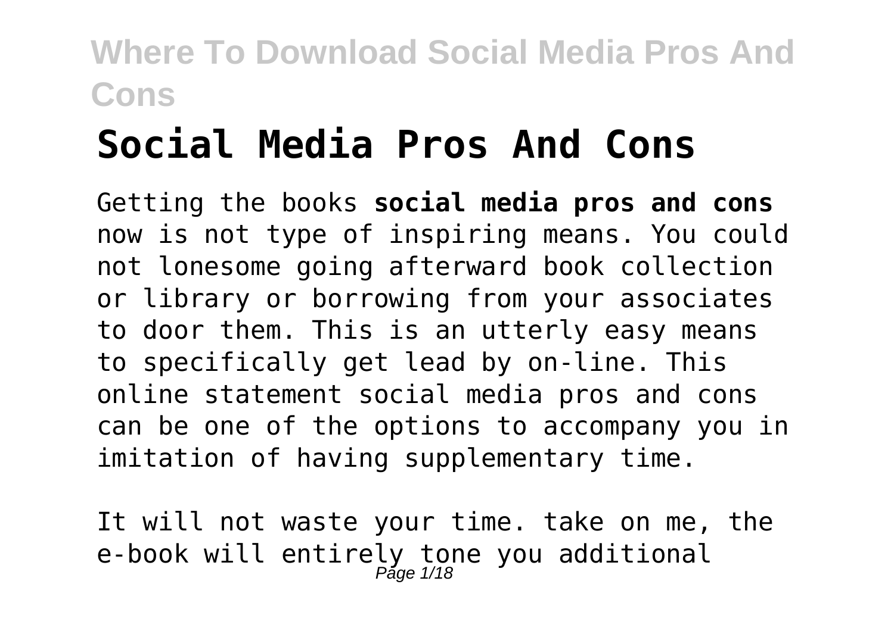# Social Media Pros And Cons

Getting the books **social media pros and cons** now is not type of inspiring means. You could not lonesome going afterward book collection or library or borrowing from your associates to door them. This is an utterly easy means to specifically get lead by on-line. This online statement social media pros and cons can be one of the options to accompany you in imitation of having supplementary time.

It will not waste your time. take on me, the e-book will entirely tone you additional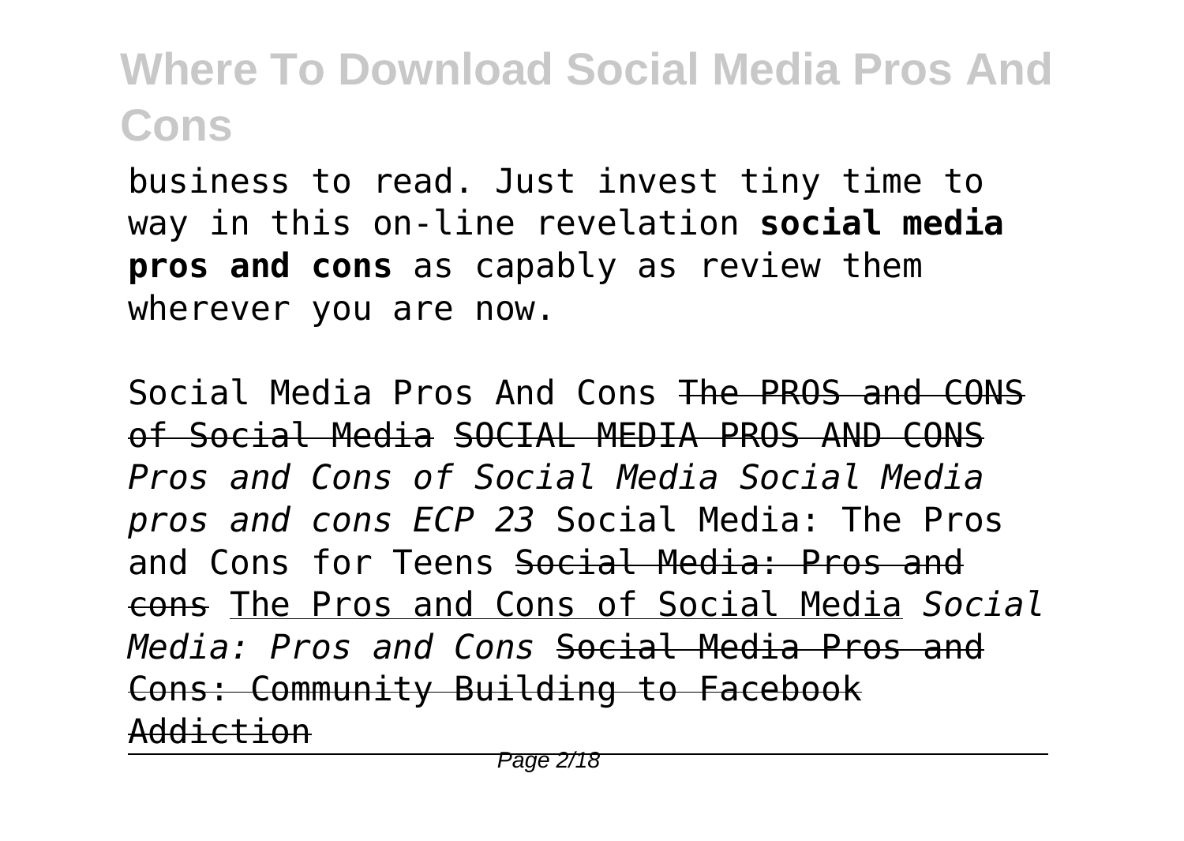business to read. Just invest tiny time to way in this on-line revelation **social media pros and cons** as capably as review them wherever you are now.

Social Media Pros And Cons ~~The PROS and CONS of Social Media~~ ~~SOCIAL MEDIA PROS AND CONS~~ *Pros and Cons of Social Media Social Media pros and cons ECP 23* Social Media: The Pros and Cons for Teens ~~Social Media: Pros and cons~~ The Pros and Cons of Social Media *Social Media: Pros and Cons* ~~Social Media Pros and Cons: Community Building to Facebook Addiction~~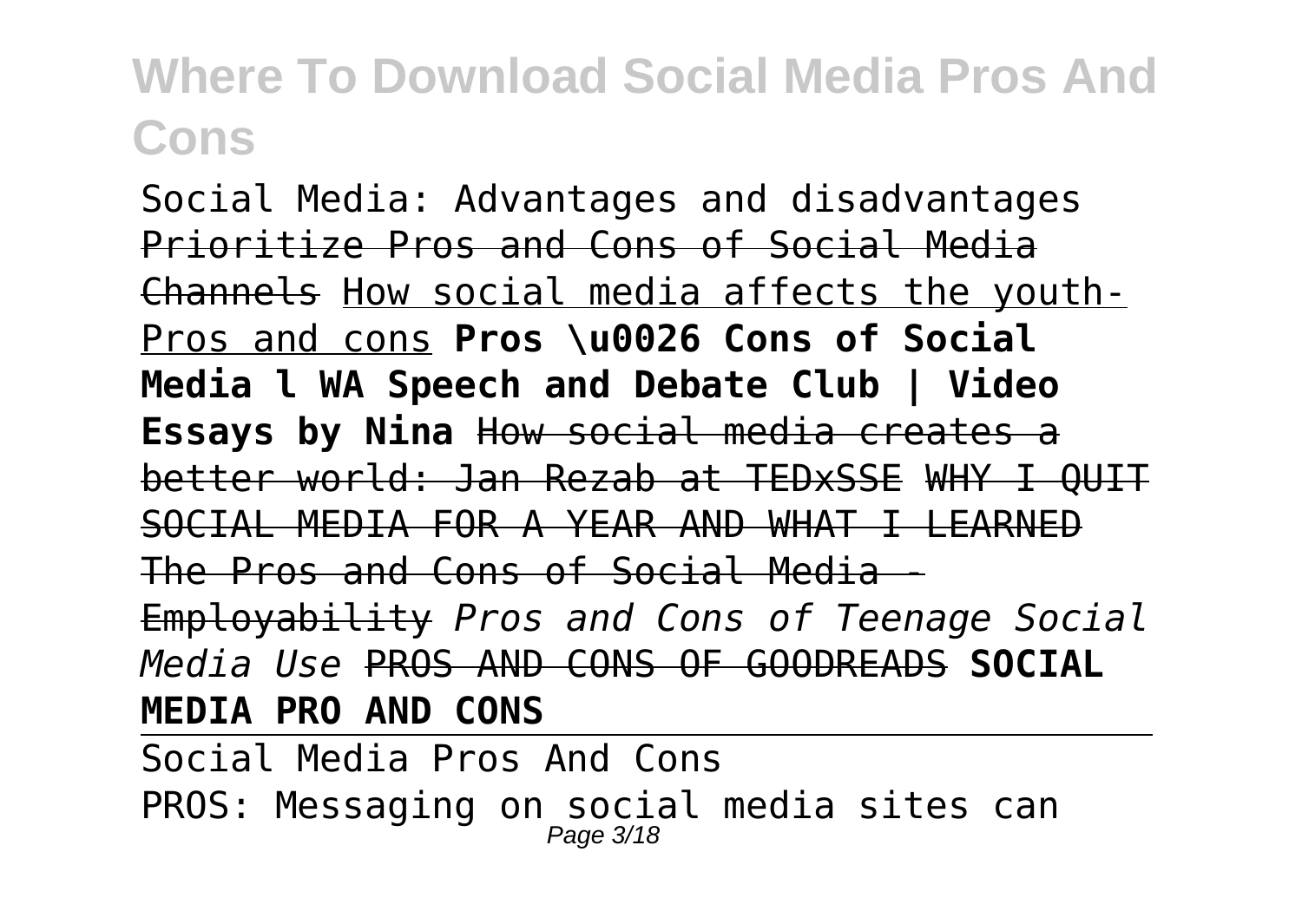Social Media: Advantages and disadvantages ~~Prioritize Pros and Cons of Social Media Channels~~ How social media affects the youth- Pros and cons **Pros \u0026 Cons of Social Media l WA Speech and Debate Club | Video Essays by Nina** ~~How social media creates a better world: Jan Rezab at TEDxSSE~~ ~~WHY I QUIT SOCIAL MEDIA FOR A YEAR AND WHAT I LEARNED~~ ~~The Pros and Cons of Social Media - Employability~~ *Pros and Cons of Teenage Social Media Use* ~~PROS AND CONS OF GOODREADS~~ **SOCIAL MEDIA PRO AND CONS**

Social Media Pros And Cons

PROS: Messaging on social media sites can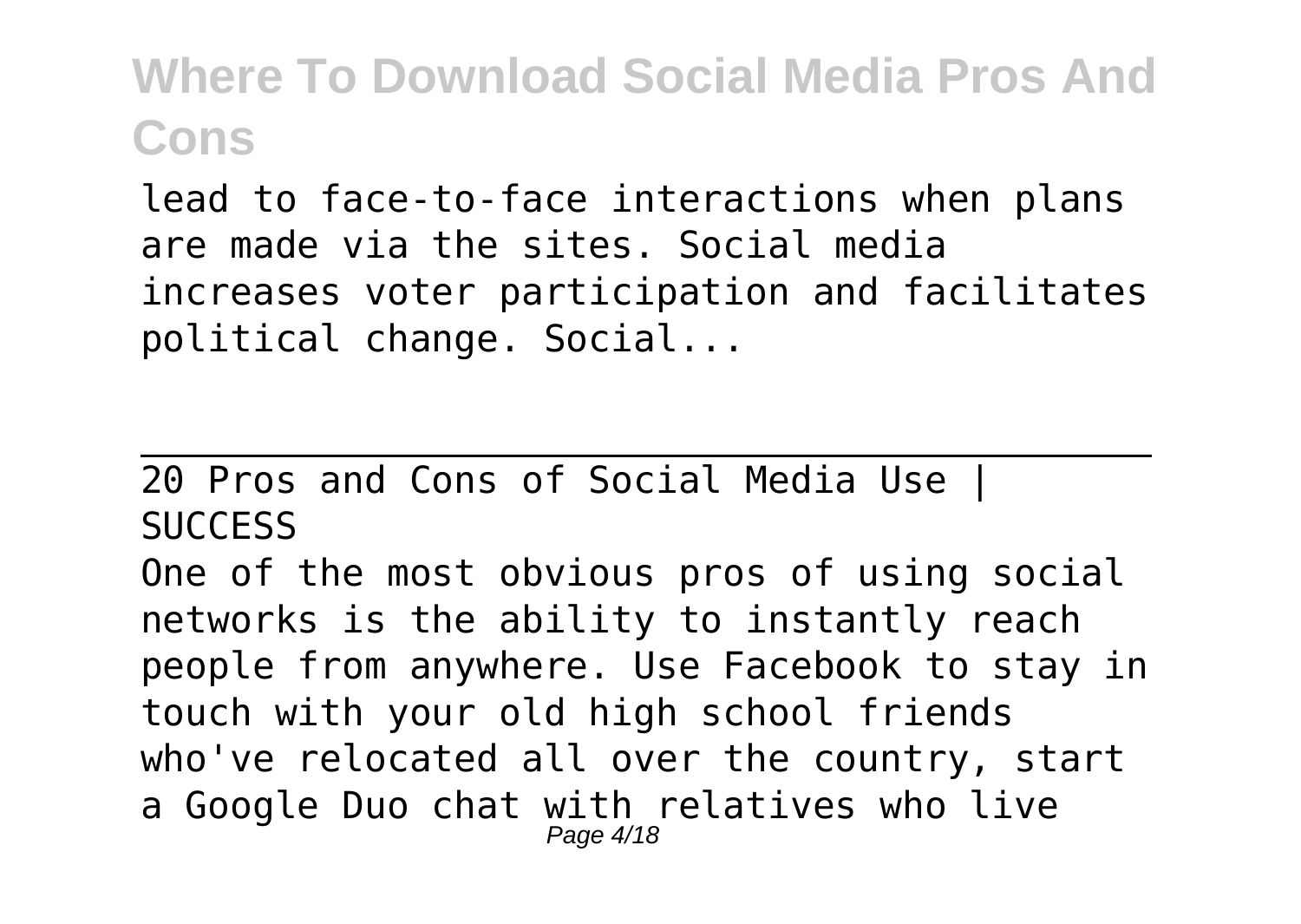lead to face-to-face interactions when plans are made via the sites. Social media increases voter participation and facilitates political change. Social...

## 20 Pros and Cons of Social Media Use | SUCCESS

One of the most obvious pros of using social networks is the ability to instantly reach people from anywhere. Use Facebook to stay in touch with your old high school friends who've relocated all over the country, start a Google Duo chat with relatives who live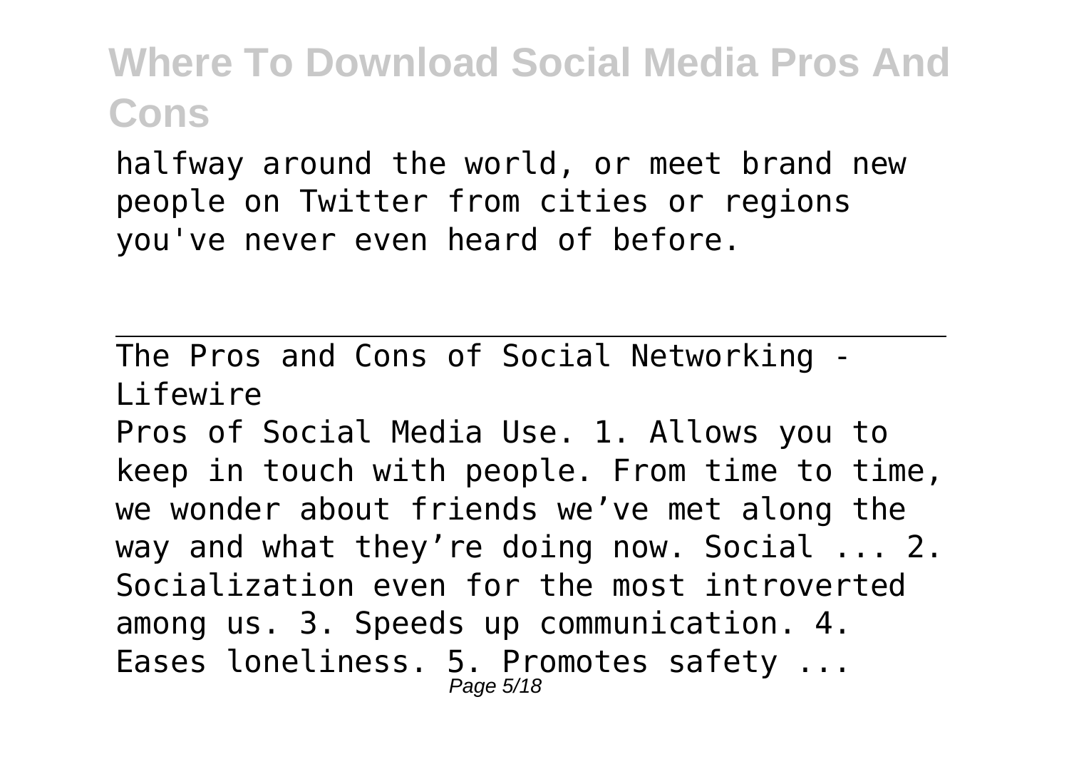halfway around the world, or meet brand new people on Twitter from cities or regions you've never even heard of before.

---

The Pros and Cons of Social Networking - Lifewire

Pros of Social Media Use. 1. Allows you to keep in touch with people. From time to time, we wonder about friends we've met along the way and what they're doing now. Social ... 2. Socialization even for the most introverted among us. 3. Speeds up communication. 4. Eases loneliness. 5. Promotes safety ...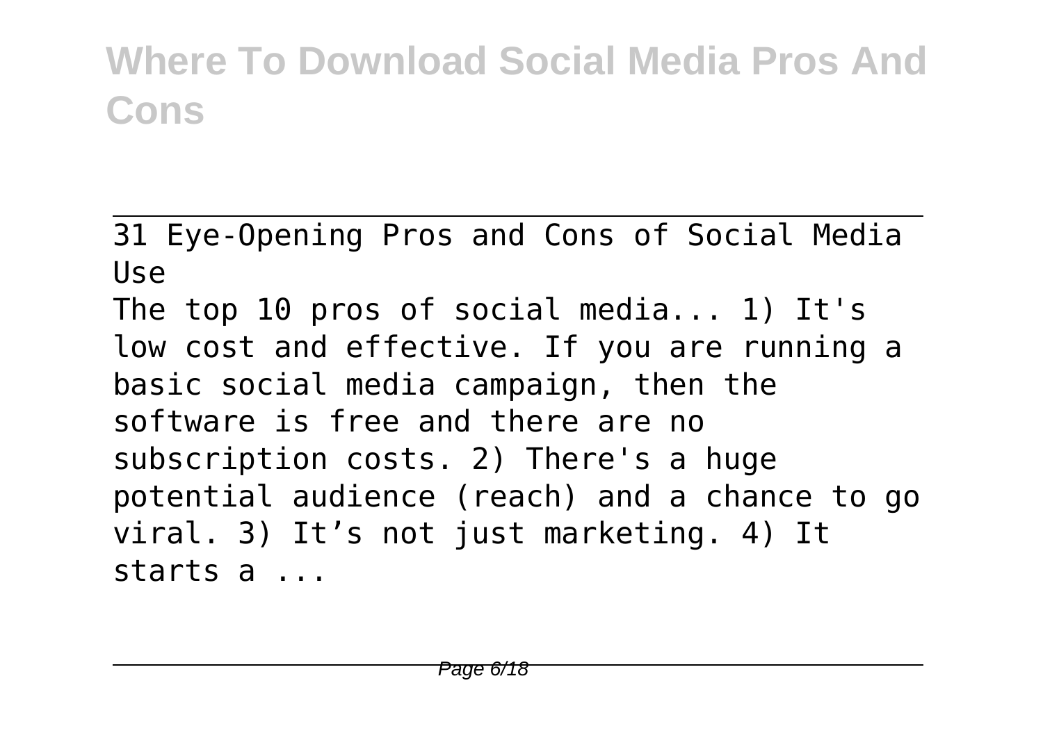31 Eye-Opening Pros and Cons of Social Media Use

The top 10 pros of social media... 1) It's low cost and effective. If you are running a basic social media campaign, then the software is free and there are no subscription costs. 2) There's a huge potential audience (reach) and a chance to go viral. 3) It's not just marketing. 4) It starts a ...

---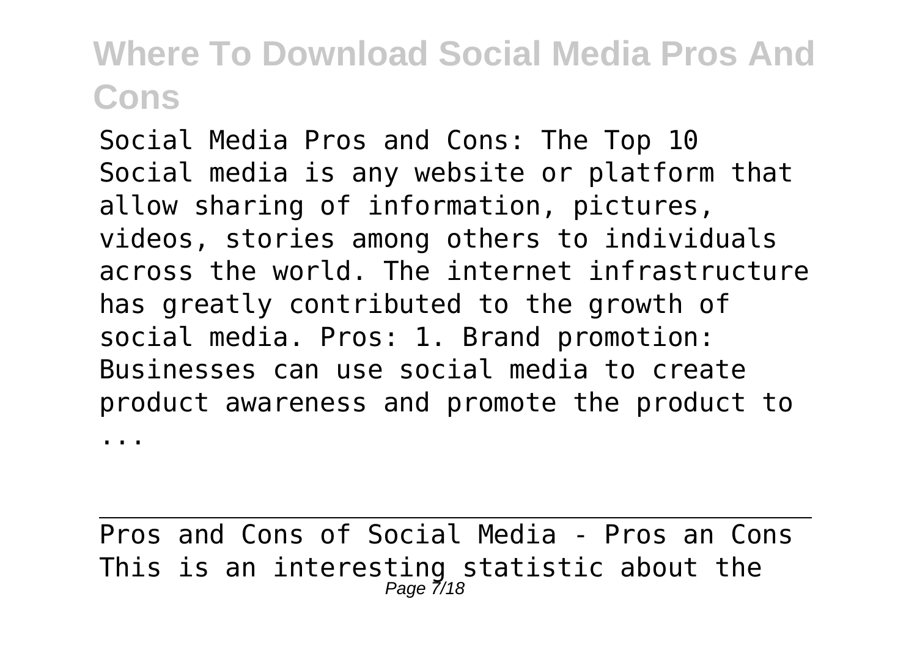Social Media Pros and Cons: The Top 10
Social media is any website or platform that allow sharing of information, pictures, videos, stories among others to individuals across the world. The internet infrastructure has greatly contributed to the growth of social media. Pros: 1. Brand promotion: Businesses can use social media to create product awareness and promote the product to ...

Pros and Cons of Social Media - Pros an Cons
This is an interesting statistic about the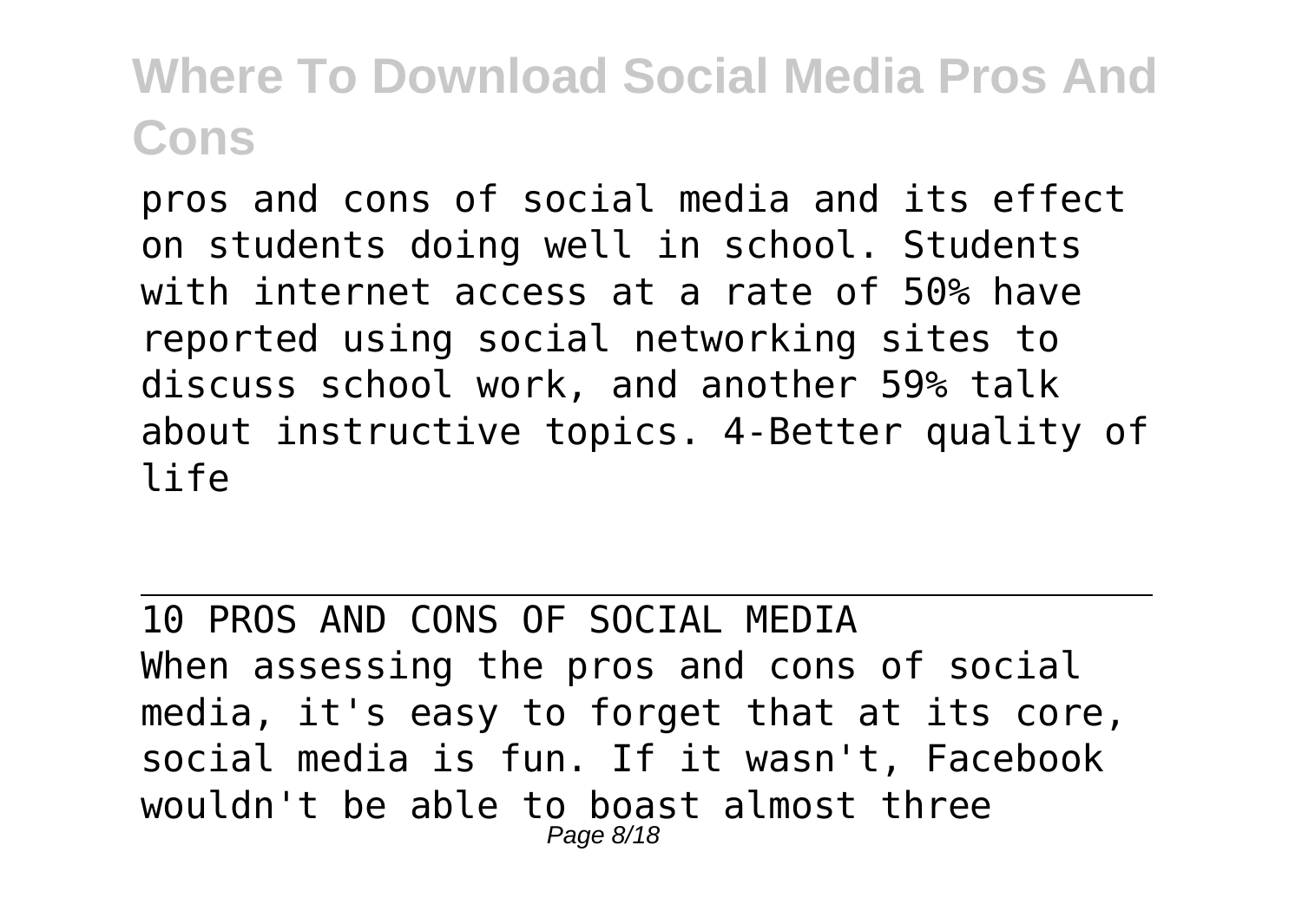pros and cons of social media and its effect on students doing well in school. Students with internet access at a rate of 50% have reported using social networking sites to discuss school work, and another 59% talk about instructive topics. 4-Better quality of life

## 10 PROS AND CONS OF SOCIAL MEDIA

When assessing the pros and cons of social media, it's easy to forget that at its core, social media is fun. If it wasn't, Facebook wouldn't be able to boast almost three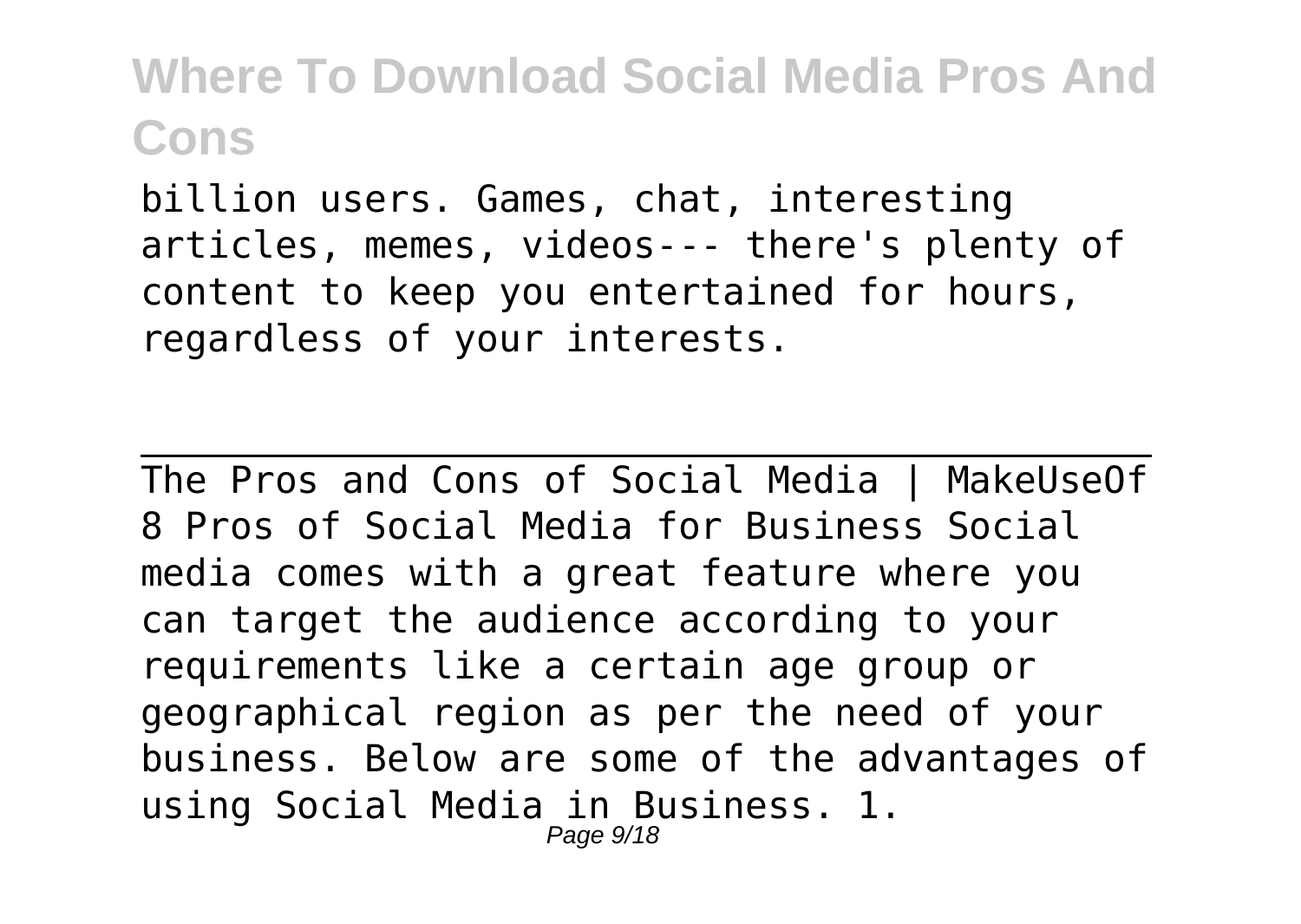billion users. Games, chat, interesting articles, memes, videos--- there's plenty of content to keep you entertained for hours, regardless of your interests.

---

The Pros and Cons of Social Media | MakeUseOf
8 Pros of Social Media for Business Social media comes with a great feature where you can target the audience according to your requirements like a certain age group or geographical region as per the need of your business. Below are some of the advantages of using Social Media in Business. 1.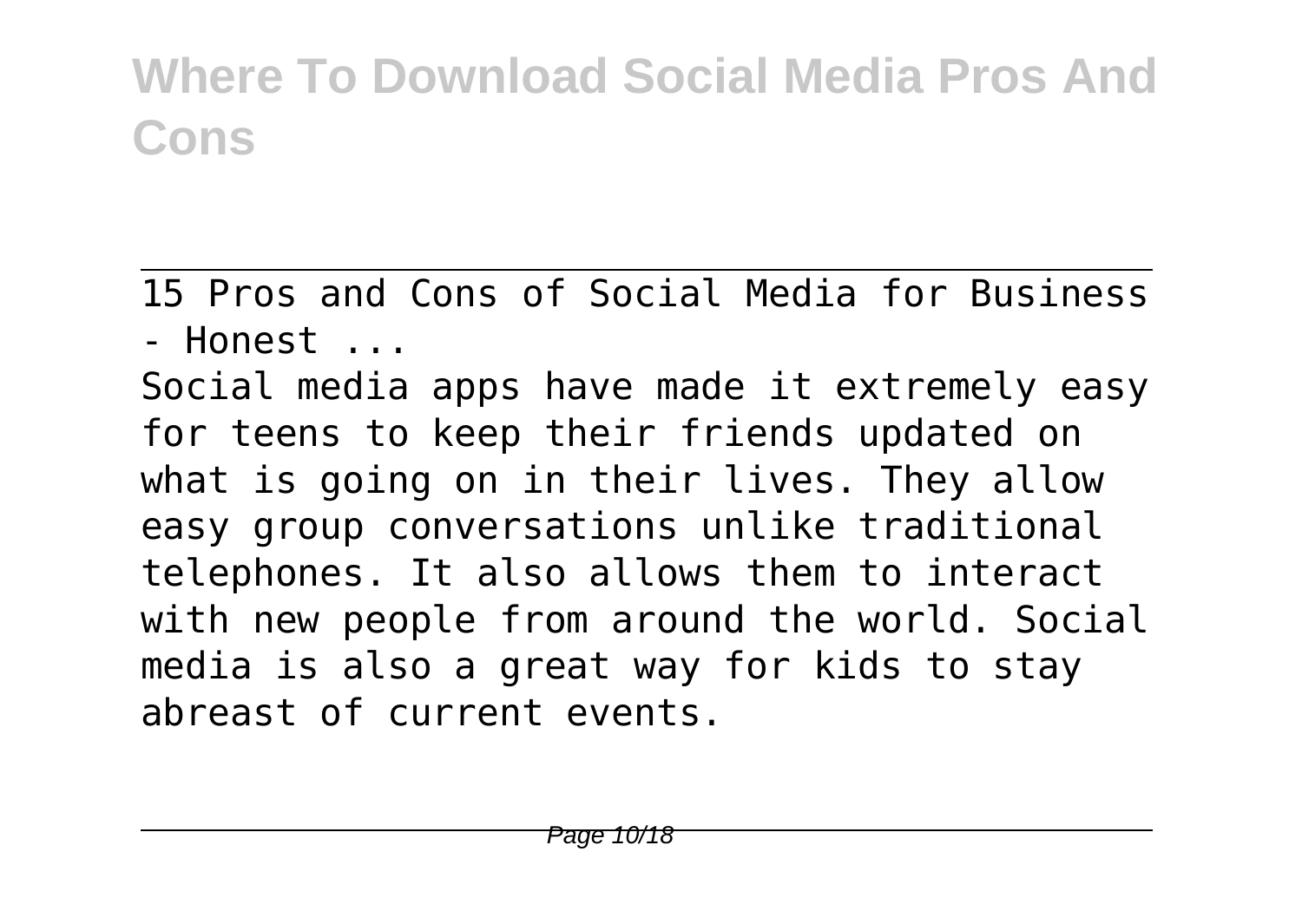15 Pros and Cons of Social Media for Business - Honest ...

Social media apps have made it extremely easy for teens to keep their friends updated on what is going on in their lives. They allow easy group conversations unlike traditional telephones. It also allows them to interact with new people from around the world. Social media is also a great way for kids to stay abreast of current events.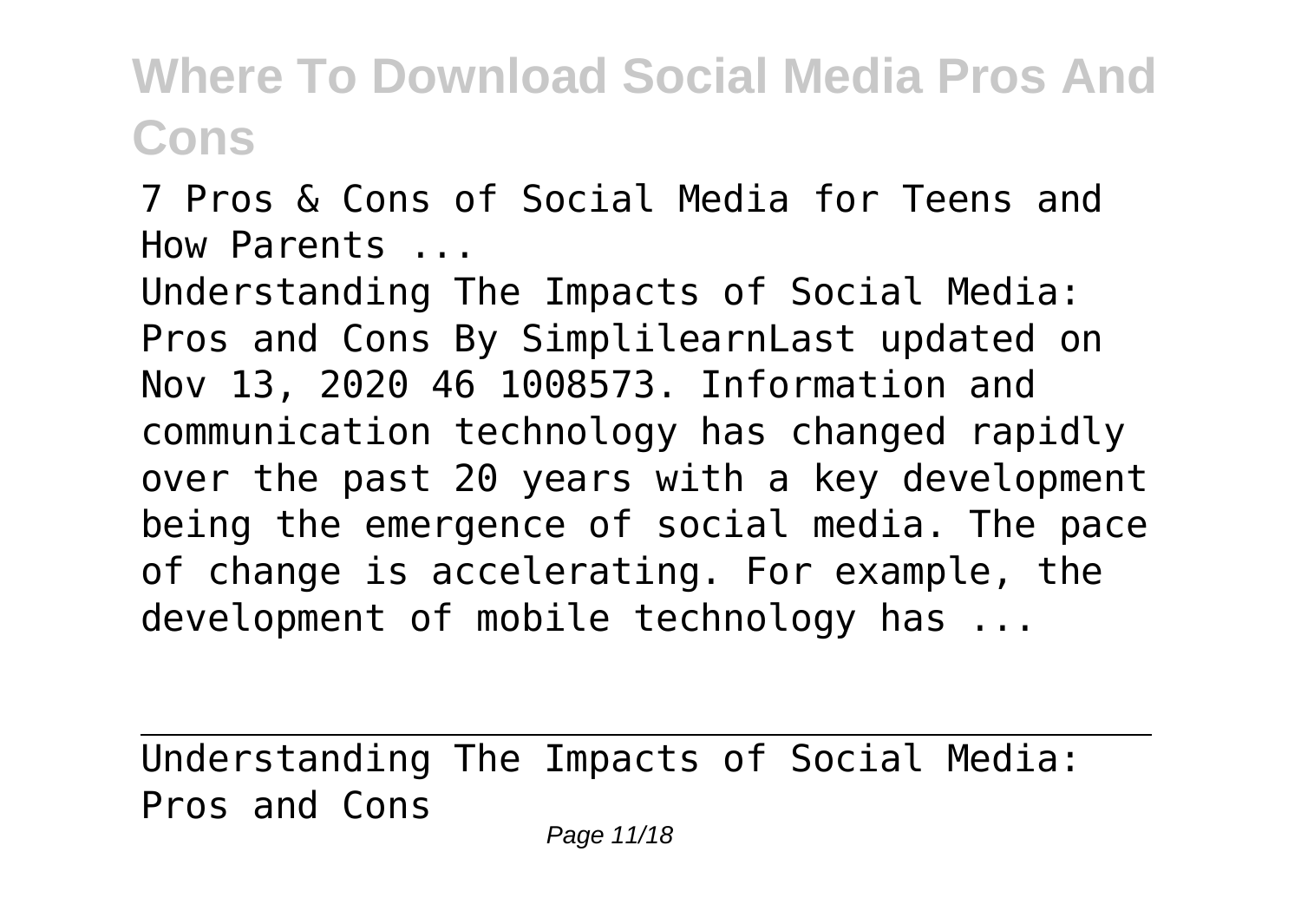7 Pros & Cons of Social Media for Teens and How Parents ...

Understanding The Impacts of Social Media: Pros and Cons By SimplilearnLast updated on Nov 13, 2020 46 1008573. Information and communication technology has changed rapidly over the past 20 years with a key development being the emergence of social media. The pace of change is accelerating. For example, the development of mobile technology has ...

---

Understanding The Impacts of Social Media: Pros and Cons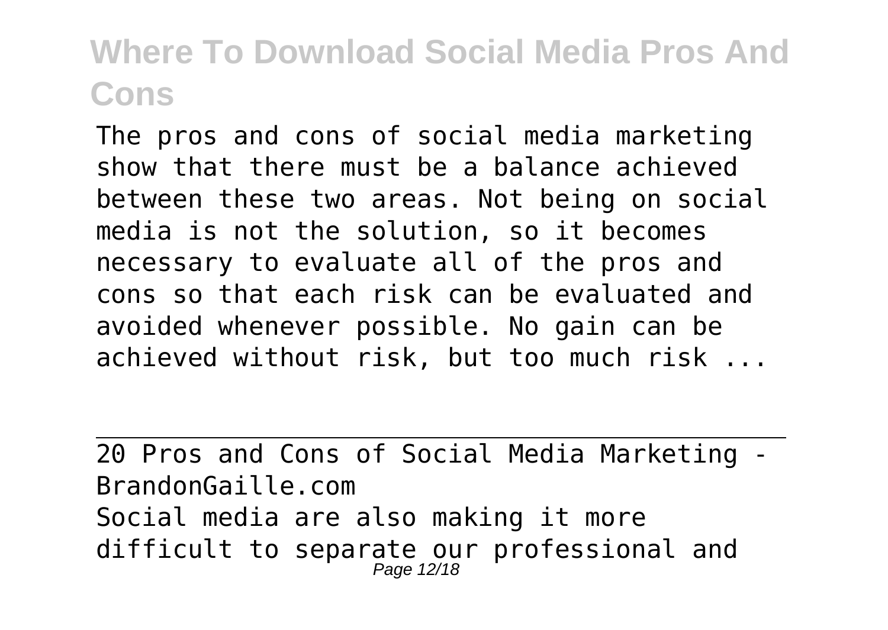The pros and cons of social media marketing show that there must be a balance achieved between these two areas. Not being on social media is not the solution, so it becomes necessary to evaluate all of the pros and cons so that each risk can be evaluated and avoided whenever possible. No gain can be achieved without risk, but too much risk ...

20 Pros and Cons of Social Media Marketing - BrandonGaille.com

Social media are also making it more difficult to separate our professional and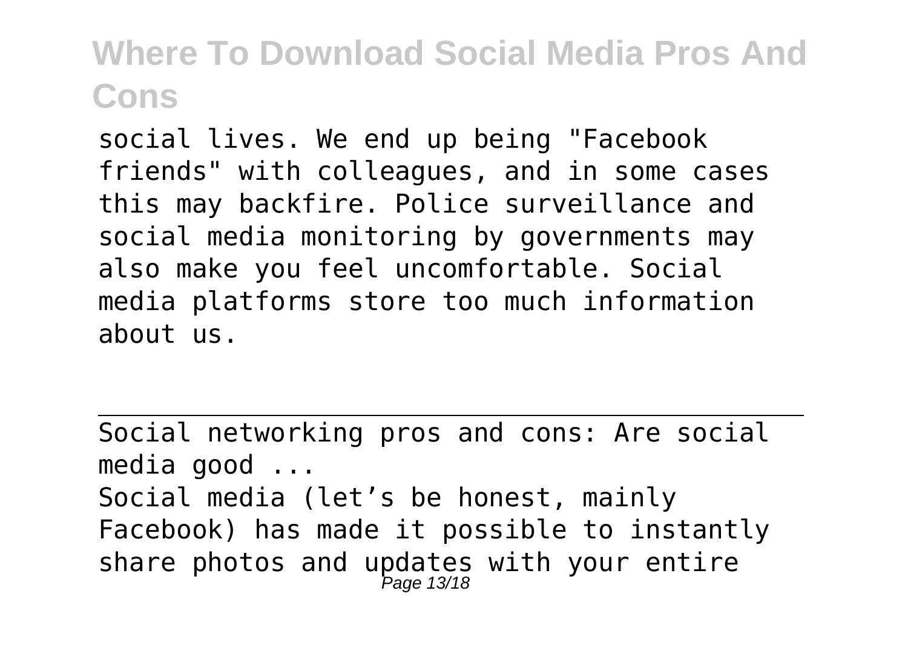social lives. We end up being "Facebook friends" with colleagues, and in some cases this may backfire. Police surveillance and social media monitoring by governments may also make you feel uncomfortable. Social media platforms store too much information about us.

---

Social networking pros and cons: Are social media good ...

Social media (let's be honest, mainly Facebook) has made it possible to instantly share photos and updates with your entire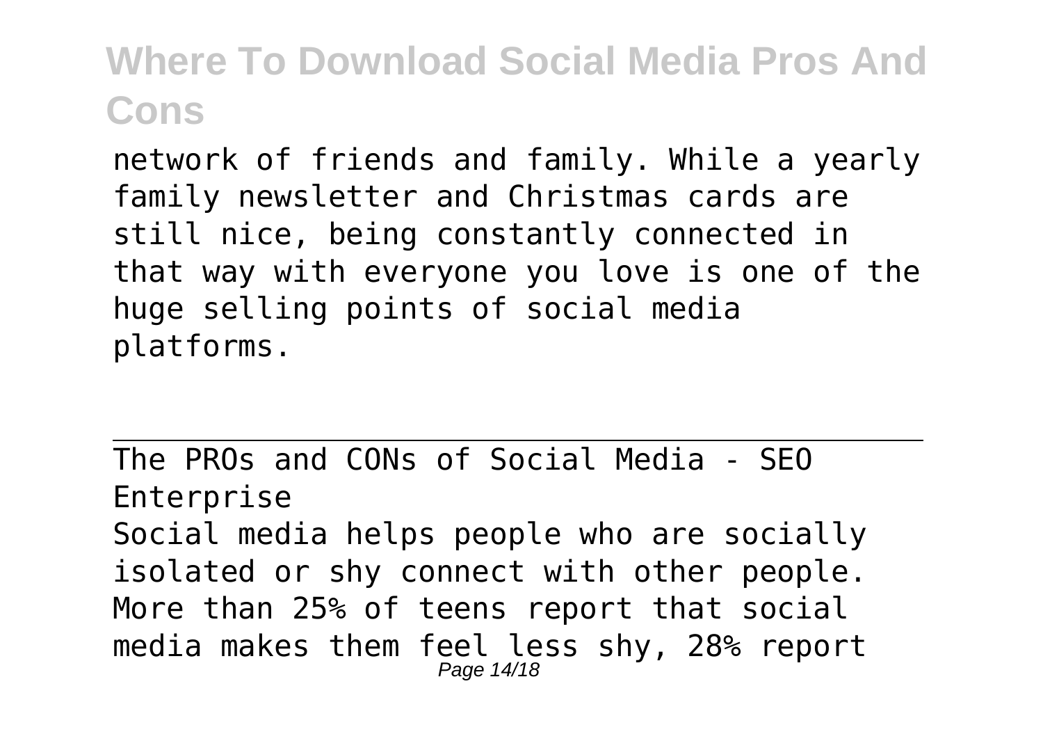network of friends and family. While a yearly family newsletter and Christmas cards are still nice, being constantly connected in that way with everyone you love is one of the huge selling points of social media platforms.

---

The PROs and CONs of Social Media - SEO Enterprise

Social media helps people who are socially isolated or shy connect with other people. More than 25% of teens report that social media makes them feel less shy, 28% report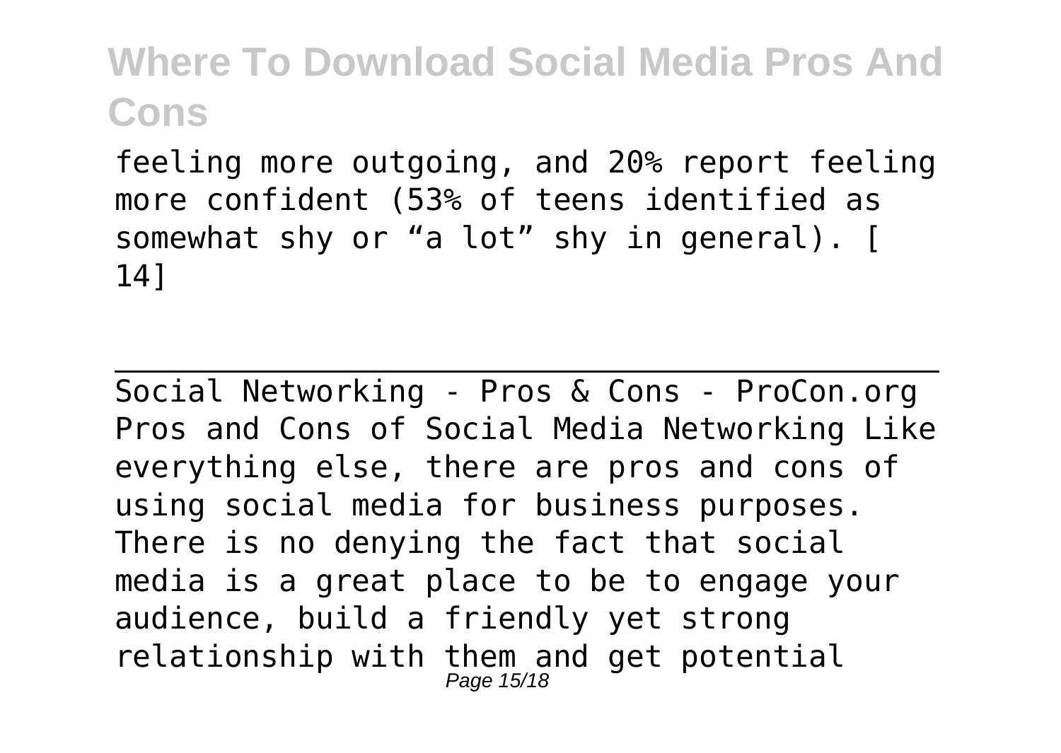feeling more outgoing, and 20% report feeling more confident (53% of teens identified as somewhat shy or "a lot" shy in general). [ 14]

---

Social Networking - Pros & Cons - ProCon.org
Pros and Cons of Social Media Networking Like everything else, there are pros and cons of using social media for business purposes. There is no denying the fact that social media is a great place to be to engage your audience, build a friendly yet strong relationship with them and get potential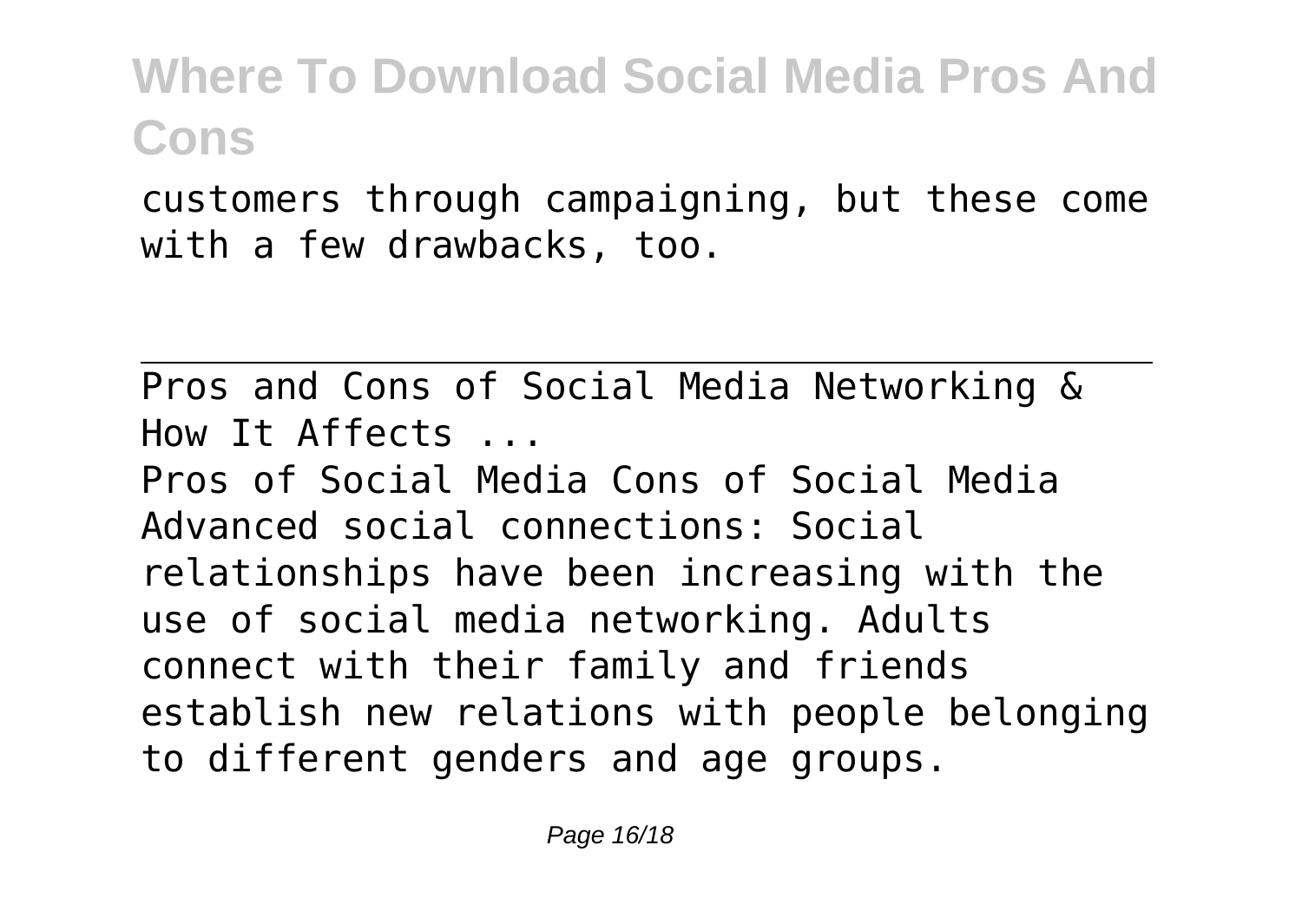customers through campaigning, but these come with a few drawbacks, too.

Pros and Cons of Social Media Networking & How It Affects ...

Pros of Social Media Cons of Social Media Advanced social connections: Social relationships have been increasing with the use of social media networking. Adults connect with their family and friends establish new relations with people belonging to different genders and age groups.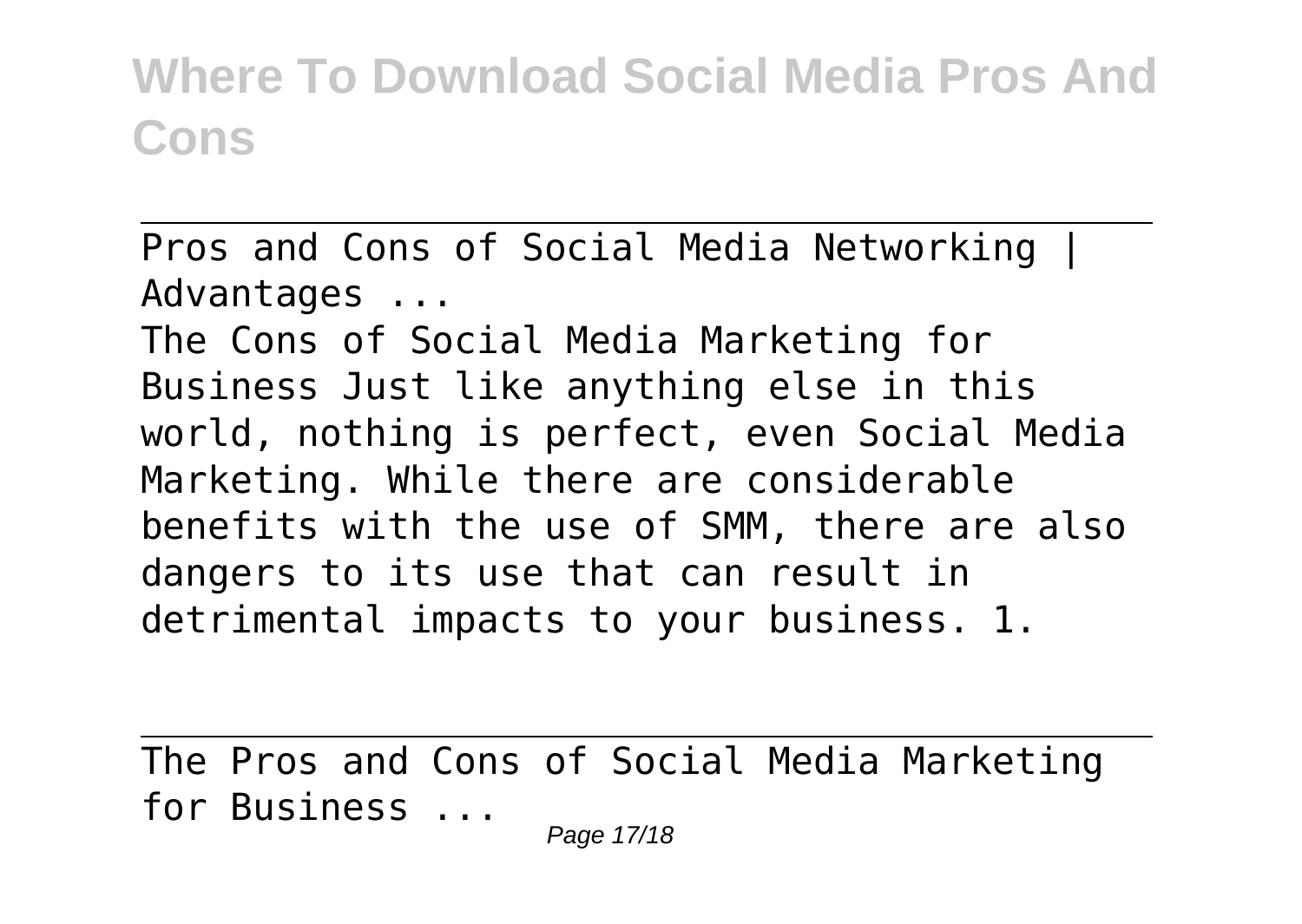Pros and Cons of Social Media Networking | Advantages ...

The Cons of Social Media Marketing for Business Just like anything else in this world, nothing is perfect, even Social Media Marketing. While there are considerable benefits with the use of SMM, there are also dangers to its use that can result in detrimental impacts to your business. 1.

The Pros and Cons of Social Media Marketing for Business ...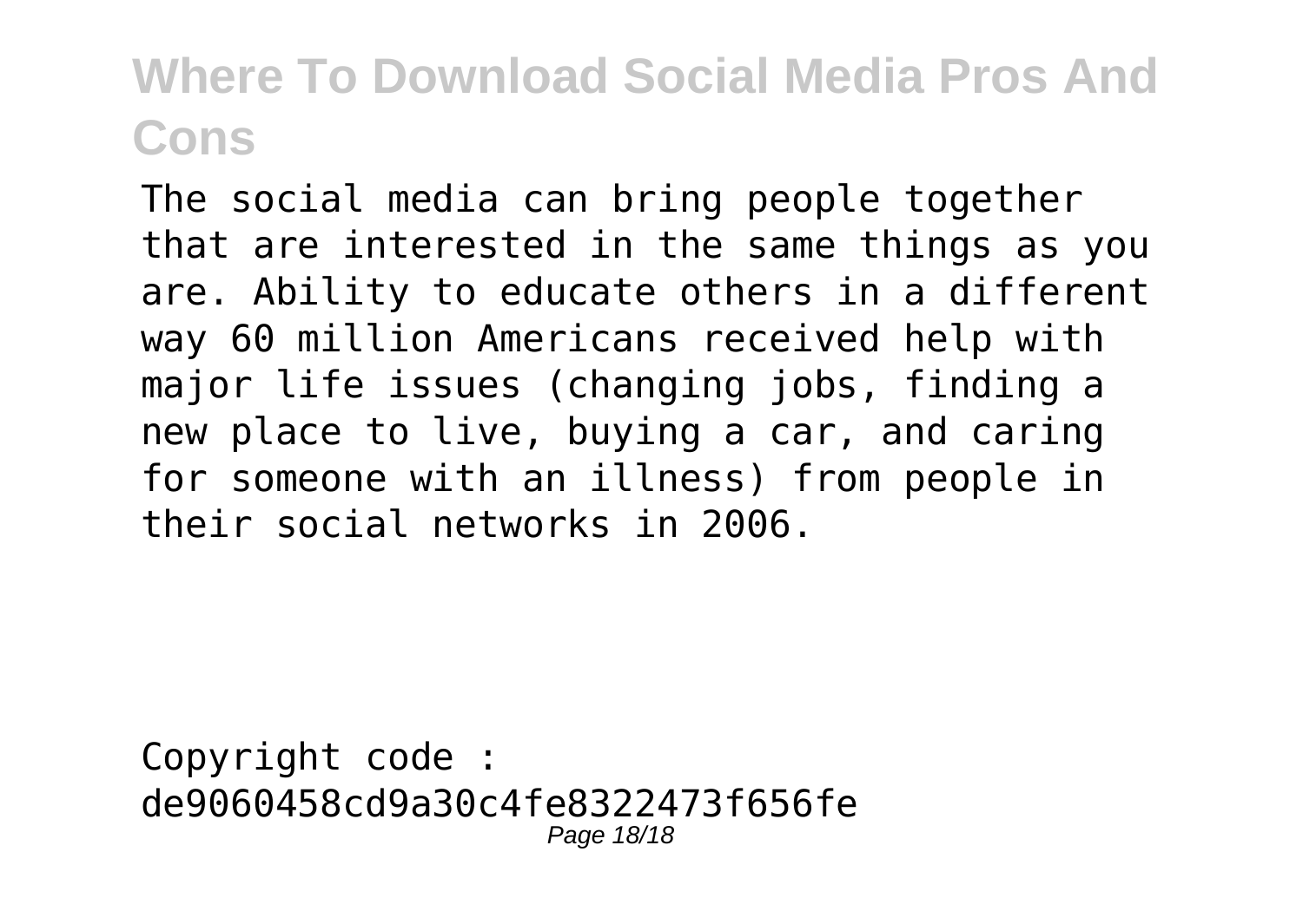The social media can bring people together that are interested in the same things as you are. Ability to educate others in a different way 60 million Americans received help with major life issues (changing jobs, finding a new place to live, buying a car, and caring for someone with an illness) from people in their social networks in 2006.

Copyright code : de9060458cd9a30c4fe8322473f656fe